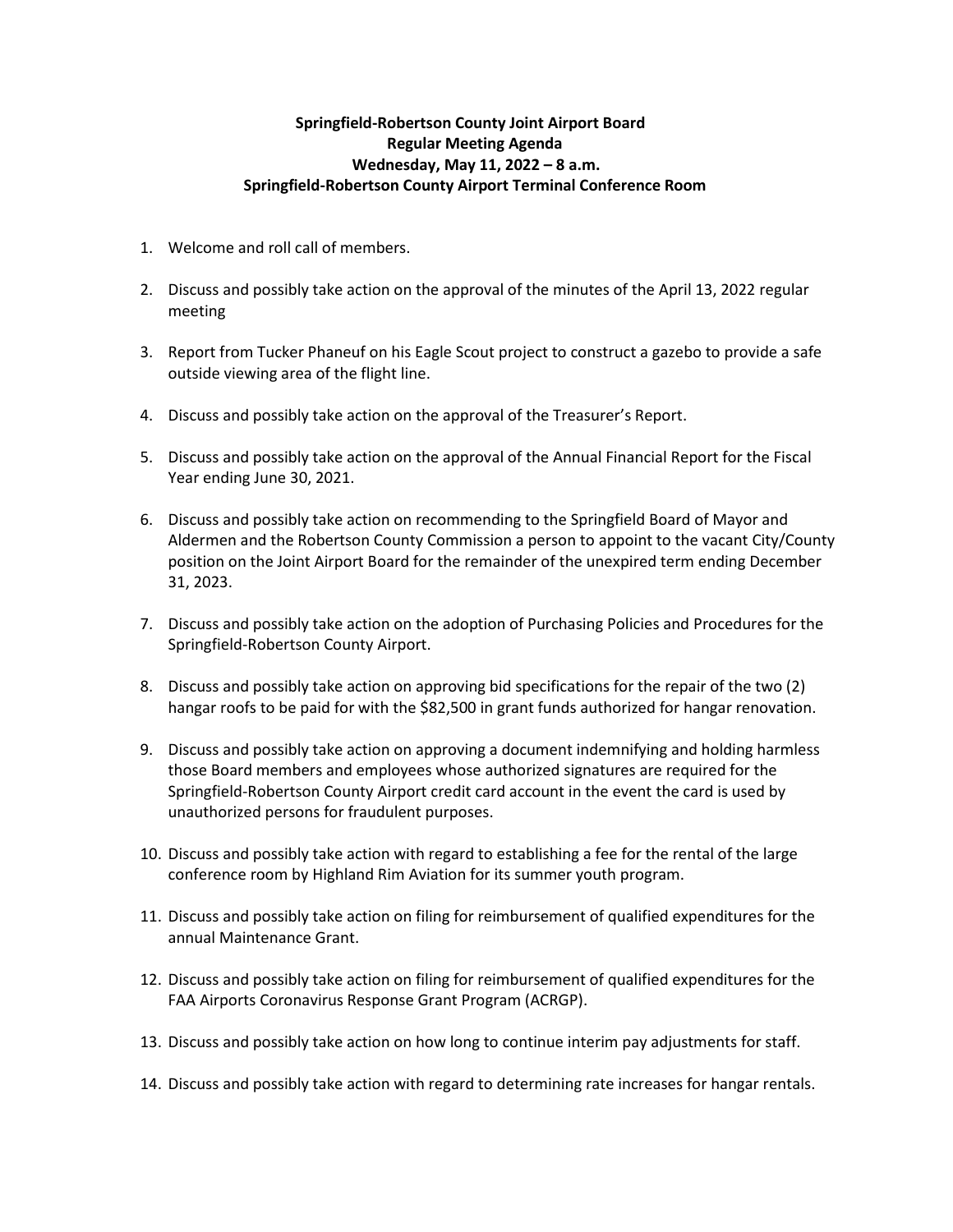**Springfield-Robertson County Joint Airport Board**
**Regular Meeting Agenda**
**Wednesday, May 11, 2022 – 8 a.m.**
**Springfield-Robertson County Airport Terminal Conference Room**

1. Welcome and roll call of members.

2. Discuss and possibly take action on the approval of the minutes of the April 13, 2022 regular meeting

3. Report from Tucker Phaneuf on his Eagle Scout project to construct a gazebo to provide a safe outside viewing area of the flight line.

4. Discuss and possibly take action on the approval of the Treasurer's Report.

5. Discuss and possibly take action on the approval of the Annual Financial Report for the Fiscal Year ending June 30, 2021.

6. Discuss and possibly take action on recommending to the Springfield Board of Mayor and Aldermen and the Robertson County Commission a person to appoint to the vacant City/County position on the Joint Airport Board for the remainder of the unexpired term ending December 31, 2023.

7. Discuss and possibly take action on the adoption of Purchasing Policies and Procedures for the Springfield-Robertson County Airport.

8. Discuss and possibly take action on approving bid specifications for the repair of the two (2) hangar roofs to be paid for with the $82,500 in grant funds authorized for hangar renovation.

9. Discuss and possibly take action on approving a document indemnifying and holding harmless those Board members and employees whose authorized signatures are required for the Springfield-Robertson County Airport credit card account in the event the card is used by unauthorized persons for fraudulent purposes.

10. Discuss and possibly take action with regard to establishing a fee for the rental of the large conference room by Highland Rim Aviation for its summer youth program.

11. Discuss and possibly take action on filing for reimbursement of qualified expenditures for the annual Maintenance Grant.

12. Discuss and possibly take action on filing for reimbursement of qualified expenditures for the FAA Airports Coronavirus Response Grant Program (ACRGP).

13. Discuss and possibly take action on how long to continue interim pay adjustments for staff.

14. Discuss and possibly take action with regard to determining rate increases for hangar rentals.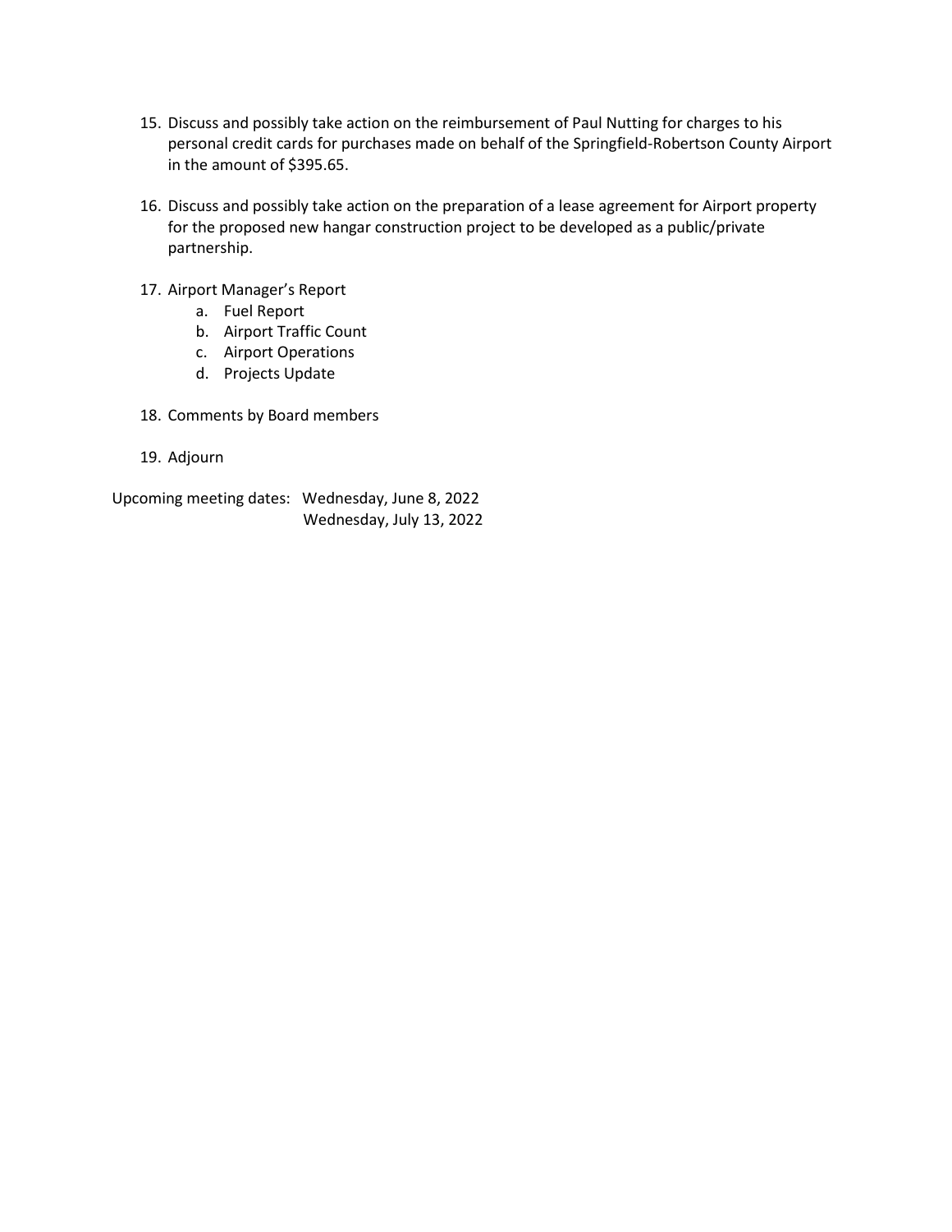15. Discuss and possibly take action on the reimbursement of Paul Nutting for charges to his personal credit cards for purchases made on behalf of the Springfield-Robertson County Airport in the amount of $395.65.

16. Discuss and possibly take action on the preparation of a lease agreement for Airport property for the proposed new hangar construction project to be developed as a public/private partnership.

17. Airport Manager's Report
    a. Fuel Report
    b. Airport Traffic Count
    c. Airport Operations
    d. Projects Update

18. Comments by Board members

19. Adjourn

Upcoming meeting dates: Wednesday, June 8, 2022
Wednesday, July 13, 2022